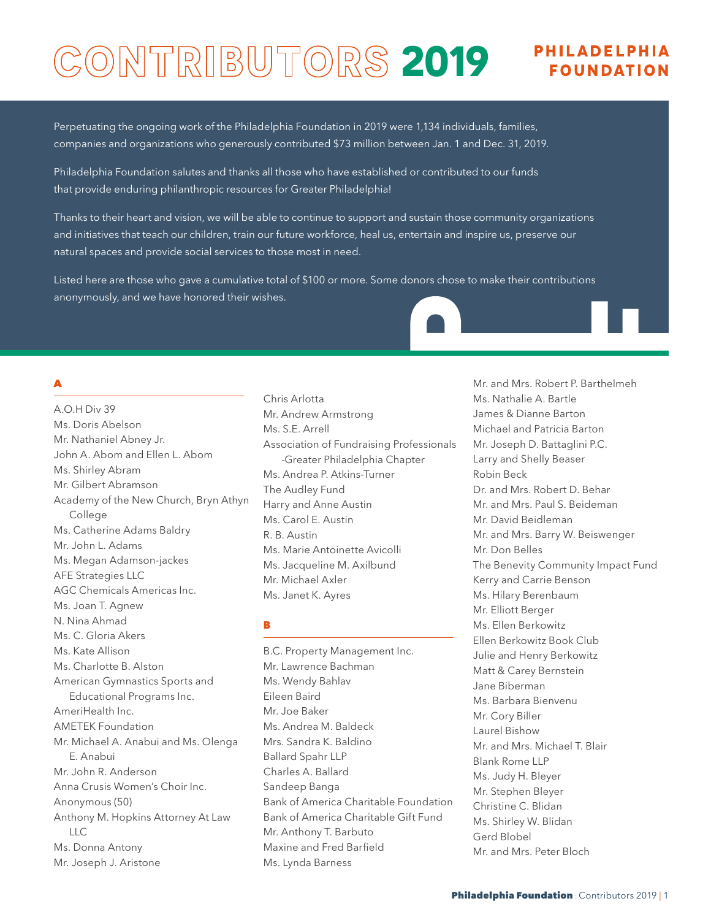# CONTRIBUTORS 2019

PHILADELPHIA FOUNDATION

Perpetuating the ongoing work of the Philadelphia Foundation in 2019 were 1,134 individuals, families, companies and organizations who generously contributed $73 million between Jan. 1 and Dec. 31, 2019.

Philadelphia Foundation salutes and thanks all those who have established or contributed to our funds that provide enduring philanthropic resources for Greater Philadelphia!

Thanks to their heart and vision, we will be able to continue to support and sustain those community organizations and initiatives that teach our children, train our future workforce, heal us, entertain and inspire us, preserve our natural spaces and provide social services to those most in need.

Listed here are those who gave a cumulative total of $100 or more. Some donors chose to make their contributions anonymously, and we have honored their wishes.

## A

A.O.H Div 39
Ms. Doris Abelson
Mr. Nathaniel Abney Jr.
John A. Abom and Ellen L. Abom
Ms. Shirley Abram
Mr. Gilbert Abramson
Academy of the New Church, Bryn Athyn College
Ms. Catherine Adams Baldry
Mr. John L. Adams
Ms. Megan Adamson-jackes
AFE Strategies LLC
AGC Chemicals Americas Inc.
Ms. Joan T. Agnew
N. Nina Ahmad
Ms. C. Gloria Akers
Ms. Kate Allison
Ms. Charlotte B. Alston
American Gymnastics Sports and Educational Programs Inc.
AmeriHealth Inc.
AMETEK Foundation
Mr. Michael A. Anabui and Ms. Olenga E. Anabui
Mr. John R. Anderson
Anna Crusis Women's Choir Inc.
Anonymous (50)
Anthony M. Hopkins Attorney At Law LLC
Ms. Donna Antony
Mr. Joseph J. Aristone
Chris Arlotta
Mr. Andrew Armstrong
Ms. S.E. Arrell
Association of Fundraising Professionals -Greater Philadelphia Chapter
Ms. Andrea P. Atkins-Turner
The Audley Fund
Harry and Anne Austin
Ms. Carol E. Austin
R. B. Austin
Ms. Marie Antoinette Avicolli
Ms. Jacqueline M. Axilbund
Mr. Michael Axler
Ms. Janet K. Ayres

## B

B.C. Property Management Inc.
Mr. Lawrence Bachman
Ms. Wendy Bahlav
Eileen Baird
Mr. Joe Baker
Ms. Andrea M. Baldeck
Mrs. Sandra K. Baldino
Ballard Spahr LLP
Charles A. Ballard
Sandeep Banga
Bank of America Charitable Foundation
Bank of America Charitable Gift Fund
Mr. Anthony T. Barbuto
Maxine and Fred Barfield
Ms. Lynda Barness
Mr. and Mrs. Robert P. Barthelmeh
Ms. Nathalie A. Bartle
James & Dianne Barton
Michael and Patricia Barton
Mr. Joseph D. Battaglini P.C.
Larry and Shelly Beaser
Robin Beck
Dr. and Mrs. Robert D. Behar
Mr. and Mrs. Paul S. Beideman
Mr. David Beidleman
Mr. and Mrs. Barry W. Beiswenger
Mr. Don Belles
The Benevity Community Impact Fund
Kerry and Carrie Benson
Ms. Hilary Berenbaum
Mr. Elliott Berger
Ms. Ellen Berkowitz
Ellen Berkowitz Book Club
Julie and Henry Berkowitz
Matt & Carey Bernstein
Jane Biberman
Ms. Barbara Bienvenu
Mr. Cory Biller
Laurel Bishow
Mr. and Mrs. Michael T. Blair
Blank Rome LLP
Ms. Judy H. Bleyer
Mr. Stephen Bleyer
Christine C. Blidan
Ms. Shirley W. Blidan
Gerd Blobel
Mr. and Mrs. Peter Bloch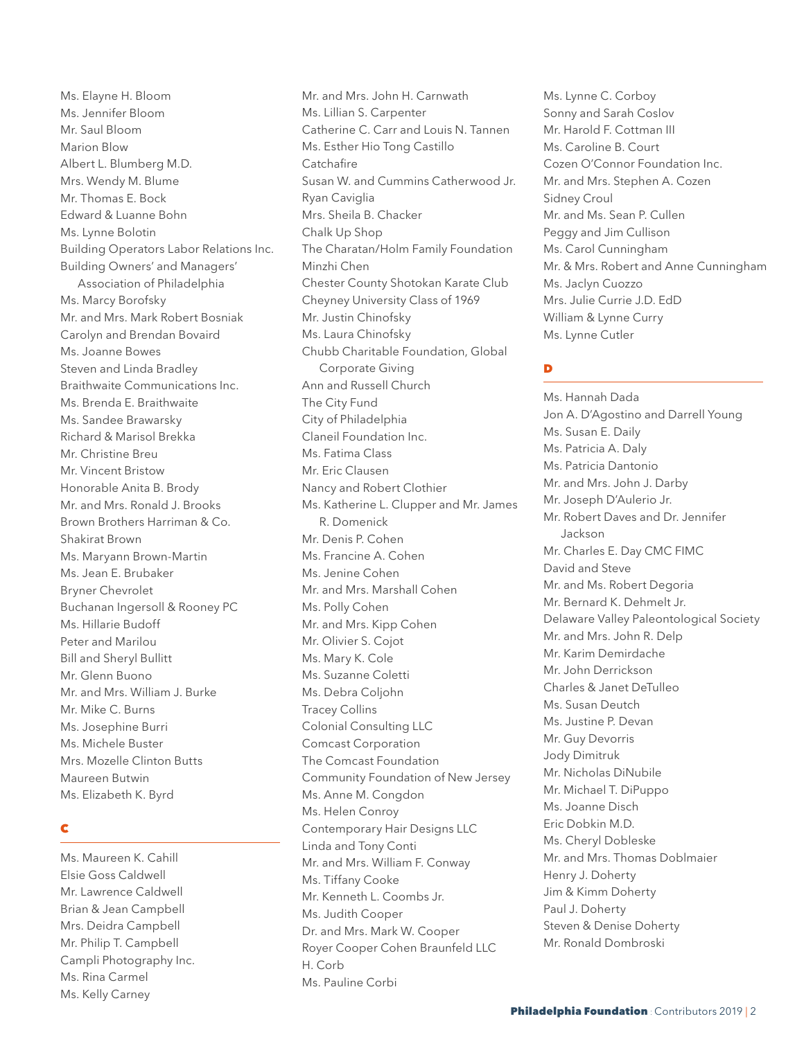Ms. Elayne H. Bloom
Ms. Jennifer Bloom
Mr. Saul Bloom
Marion Blow
Albert L. Blumberg M.D.
Mrs. Wendy M. Blume
Mr. Thomas E. Bock
Edward & Luanne Bohn
Ms. Lynne Bolotin
Building Operators Labor Relations Inc.
Building Owners' and Managers' Association of Philadelphia
Ms. Marcy Borofsky
Mr. and Mrs. Mark Robert Bosniak
Carolyn and Brendan Bovaird
Ms. Joanne Bowes
Steven and Linda Bradley
Braithwaite Communications Inc.
Ms. Brenda E. Braithwaite
Ms. Sandee Brawarsky
Richard & Marisol Brekka
Mr. Christine Breu
Mr. Vincent Bristow
Honorable Anita B. Brody
Mr. and Mrs. Ronald J. Brooks
Brown Brothers Harriman & Co.
Shakirat Brown
Ms. Maryann Brown-Martin
Ms. Jean E. Brubaker
Bryner Chevrolet
Buchanan Ingersoll & Rooney PC
Ms. Hillarie Budoff
Peter and Marilou
Bill and Sheryl Bullitt
Mr. Glenn Buono
Mr. and Mrs. William J. Burke
Mr. Mike C. Burns
Ms. Josephine Burri
Ms. Michele Buster
Mrs. Mozelle Clinton Butts
Maureen Butwin
Ms. Elizabeth K. Byrd

## C

Ms. Maureen K. Cahill
Elsie Goss Caldwell
Mr. Lawrence Caldwell
Brian & Jean Campbell
Mrs. Deidra Campbell
Mr. Philip T. Campbell
Campli Photography Inc.
Ms. Rina Carmel
Ms. Kelly Carney
Mr. and Mrs. John H. Carnwath
Ms. Lillian S. Carpenter
Catherine C. Carr and Louis N. Tannen
Ms. Esther Hio Tong Castillo
Catchafire
Susan W. and Cummins Catherwood Jr.
Ryan Caviglia
Mrs. Sheila B. Chacker
Chalk Up Shop
The Charatan/Holm Family Foundation
Minzhi Chen
Chester County Shotokan Karate Club
Cheyney University Class of 1969
Mr. Justin Chinofsky
Ms. Laura Chinofsky
Chubb Charitable Foundation, Global Corporate Giving
Ann and Russell Church
The City Fund
City of Philadelphia
Claneil Foundation Inc.
Ms. Fatima Class
Mr. Eric Clausen
Nancy and Robert Clothier
Ms. Katherine L. Clupper and Mr. James R. Domenick
Mr. Denis P. Cohen
Ms. Francine A. Cohen
Ms. Jenine Cohen
Mr. and Mrs. Marshall Cohen
Ms. Polly Cohen
Mr. and Mrs. Kipp Cohen
Mr. Olivier S. Cojot
Ms. Mary K. Cole
Ms. Suzanne Coletti
Ms. Debra Coljohn
Tracey Collins
Colonial Consulting LLC
Comcast Corporation
The Comcast Foundation
Community Foundation of New Jersey
Ms. Anne M. Congdon
Ms. Helen Conroy
Contemporary Hair Designs LLC
Linda and Tony Conti
Mr. and Mrs. William F. Conway
Ms. Tiffany Cooke
Mr. Kenneth L. Coombs Jr.
Ms. Judith Cooper
Dr. and Mrs. Mark W. Cooper
Royer Cooper Cohen Braunfeld LLC
H. Corb
Ms. Pauline Corbi
Ms. Lynne C. Corboy
Sonny and Sarah Coslov
Mr. Harold F. Cottman III
Ms. Caroline B. Court
Cozen O'Connor Foundation Inc.
Mr. and Mrs. Stephen A. Cozen
Sidney Croul
Mr. and Ms. Sean P. Cullen
Peggy and Jim Cullison
Ms. Carol Cunningham
Mr. & Mrs. Robert and Anne Cunningham
Ms. Jaclyn Cuozzo
Mrs. Julie Currie J.D. EdD
William & Lynne Curry
Ms. Lynne Cutler

## D

Ms. Hannah Dada
Jon A. D'Agostino and Darrell Young
Ms. Susan E. Daily
Ms. Patricia A. Daly
Ms. Patricia Dantonio
Mr. and Mrs. John J. Darby
Mr. Joseph D'Aulerio Jr.
Mr. Robert Daves and Dr. Jennifer Jackson
Mr. Charles E. Day CMC FIMC
David and Steve
Mr. and Ms. Robert Degoria
Mr. Bernard K. Dehmelt Jr.
Delaware Valley Paleontological Society
Mr. and Mrs. John R. Delp
Mr. Karim Demirdache
Mr. John Derrickson
Charles & Janet DeTulleo
Ms. Susan Deutch
Ms. Justine P. Devan
Mr. Guy Devorris
Jody Dimitruk
Mr. Nicholas DiNubile
Mr. Michael T. DiPuppo
Ms. Joanne Disch
Eric Dobkin M.D.
Ms. Cheryl Dobleske
Mr. and Mrs. Thomas Doblmaier
Henry J. Doherty
Jim & Kimm Doherty
Paul J. Doherty
Steven & Denise Doherty
Mr. Ronald Dombroski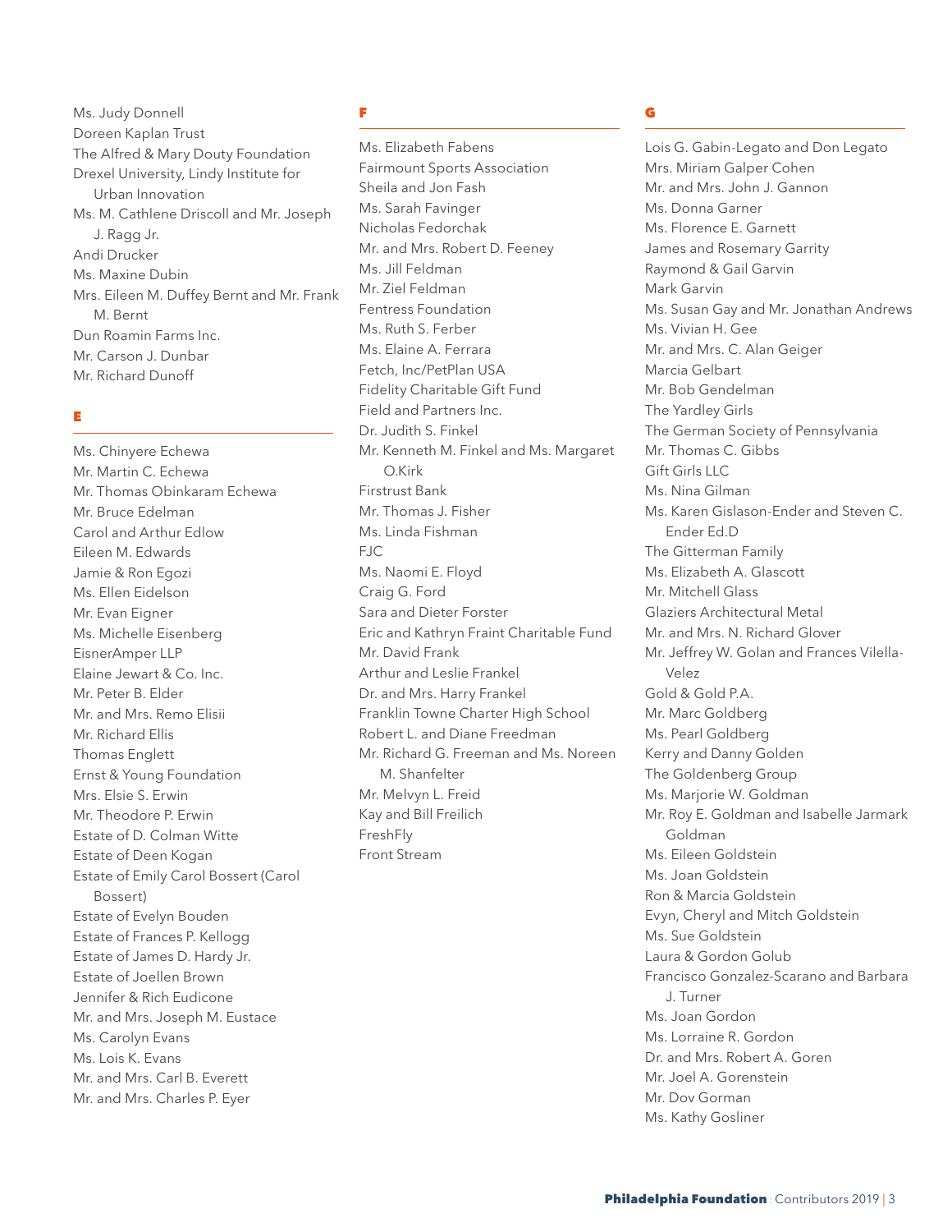Ms. Judy Donnell
Doreen Kaplan Trust
The Alfred & Mary Douty Foundation
Drexel University, Lindy Institute for Urban Innovation
Ms. M. Cathlene Driscoll and Mr. Joseph J. Ragg Jr.
Andi Drucker
Ms. Maxine Dubin
Mrs. Eileen M. Duffey Bernt and Mr. Frank M. Bernt
Dun Roamin Farms Inc.
Mr. Carson J. Dunbar
Mr. Richard Dunoff

## E

Ms. Chinyere Echewa
Mr. Martin C. Echewa
Mr. Thomas Obinkaram Echewa
Mr. Bruce Edelman
Carol and Arthur Edlow
Eileen M. Edwards
Jamie & Ron Egozi
Ms. Ellen Eidelson
Mr. Evan Eigner
Ms. Michelle Eisenberg
EisnerAmper LLP
Elaine Jewart & Co. Inc.
Mr. Peter B. Elder
Mr. and Mrs. Remo Elisii
Mr. Richard Ellis
Thomas Englett
Ernst & Young Foundation
Mrs. Elsie S. Erwin
Mr. Theodore P. Erwin
Estate of D. Colman Witte
Estate of Deen Kogan
Estate of Emily Carol Bossert (Carol Bossert)
Estate of Evelyn Bouden
Estate of Frances P. Kellogg
Estate of James D. Hardy Jr.
Estate of Joellen Brown
Jennifer & Rich Eudicone
Mr. and Mrs. Joseph M. Eustace
Ms. Carolyn Evans
Ms. Lois K. Evans
Mr. and Mrs. Carl B. Everett
Mr. and Mrs. Charles P. Eyer

## F

Ms. Elizabeth Fabens
Fairmount Sports Association
Sheila and Jon Fash
Ms. Sarah Favinger
Nicholas Fedorchak
Mr. and Mrs. Robert D. Feeney
Ms. Jill Feldman
Mr. Ziel Feldman
Fentress Foundation
Ms. Ruth S. Ferber
Ms. Elaine A. Ferrara
Fetch, Inc/PetPlan USA
Fidelity Charitable Gift Fund
Field and Partners Inc.
Dr. Judith S. Finkel
Mr. Kenneth M. Finkel and Ms. Margaret O.Kirk
Firstrust Bank
Mr. Thomas J. Fisher
Ms. Linda Fishman
FJC
Ms. Naomi E. Floyd
Craig G. Ford
Sara and Dieter Forster
Eric and Kathryn Fraint Charitable Fund
Mr. David Frank
Arthur and Leslie Frankel
Dr. and Mrs. Harry Frankel
Franklin Towne Charter High School
Robert L. and Diane Freedman
Mr. Richard G. Freeman and Ms. Noreen M. Shanfelter
Mr. Melvyn L. Freid
Kay and Bill Freilich
FreshFly
Front Stream

## G

Lois G. Gabin-Legato and Don Legato
Mrs. Miriam Galper Cohen
Mr. and Mrs. John J. Gannon
Ms. Donna Garner
Ms. Florence E. Garnett
James and Rosemary Garrity
Raymond & Gail Garvin
Mark Garvin
Ms. Susan Gay and Mr. Jonathan Andrews
Ms. Vivian H. Gee
Mr. and Mrs. C. Alan Geiger
Marcia Gelbart
Mr. Bob Gendelman
The Yardley Girls
The German Society of Pennsylvania
Mr. Thomas C. Gibbs
Gift Girls LLC
Ms. Nina Gilman
Ms. Karen Gislason-Ender and Steven C. Ender Ed.D
The Gitterman Family
Ms. Elizabeth A. Glascott
Mr. Mitchell Glass
Glaziers Architectural Metal
Mr. and Mrs. N. Richard Glover
Mr. Jeffrey W. Golan and Frances Vilella-Velez
Gold & Gold P.A.
Mr. Marc Goldberg
Ms. Pearl Goldberg
Kerry and Danny Golden
The Goldenberg Group
Ms. Marjorie W. Goldman
Mr. Roy E. Goldman and Isabelle Jarmark Goldman
Ms. Eileen Goldstein
Ms. Joan Goldstein
Ron & Marcia Goldstein
Evyn, Cheryl and Mitch Goldstein
Ms. Sue Goldstein
Laura & Gordon Golub
Francisco Gonzalez-Scarano and Barbara J. Turner
Ms. Joan Gordon
Ms. Lorraine R. Gordon
Dr. and Mrs. Robert A. Goren
Mr. Joel A. Gorenstein
Mr. Dov Gorman
Ms. Kathy Gosliner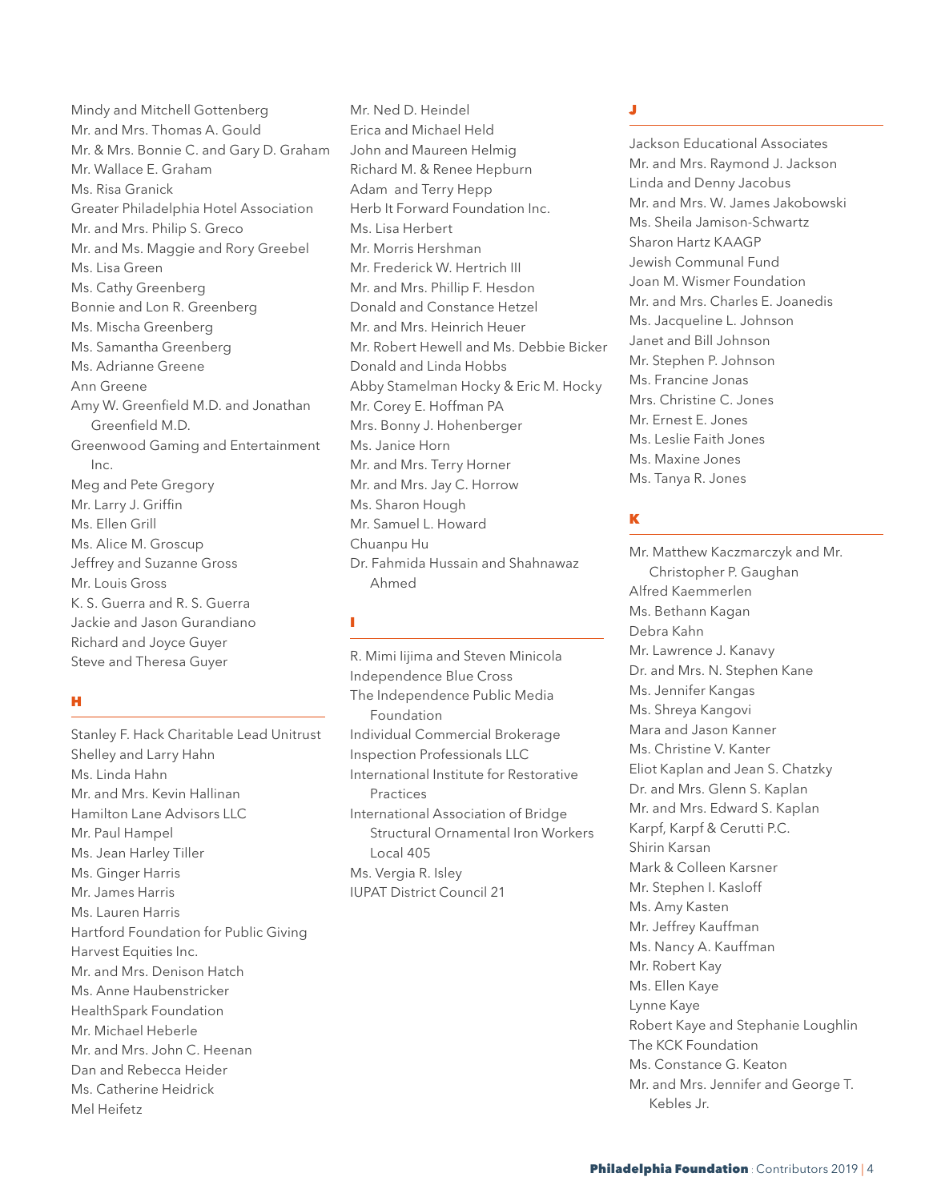Mindy and Mitchell Gottenberg
Mr. and Mrs. Thomas A. Gould
Mr. & Mrs. Bonnie C. and Gary D. Graham
Mr. Wallace E. Graham
Ms. Risa Granick
Greater Philadelphia Hotel Association
Mr. and Mrs. Philip S. Greco
Mr. and Ms. Maggie and Rory Greebel
Ms. Lisa Green
Ms. Cathy Greenberg
Bonnie and Lon R. Greenberg
Ms. Mischa Greenberg
Ms. Samantha Greenberg
Ms. Adrianne Greene
Ann Greene
Amy W. Greenfield M.D. and Jonathan Greenfield M.D.
Greenwood Gaming and Entertainment Inc.
Meg and Pete Gregory
Mr. Larry J. Griffin
Ms. Ellen Grill
Ms. Alice M. Groscup
Jeffrey and Suzanne Gross
Mr. Louis Gross
K. S. Guerra and R. S. Guerra
Jackie and Jason Gurandiano
Richard and Joyce Guyer
Steve and Theresa Guyer

## H

Stanley F. Hack Charitable Lead Unitrust
Shelley and Larry Hahn
Ms. Linda Hahn
Mr. and Mrs. Kevin Hallinan
Hamilton Lane Advisors LLC
Mr. Paul Hampel
Ms. Jean Harley Tiller
Ms. Ginger Harris
Mr. James Harris
Ms. Lauren Harris
Hartford Foundation for Public Giving
Harvest Equities Inc.
Mr. and Mrs. Denison Hatch
Ms. Anne Haubenstricker
HealthSpark Foundation
Mr. Michael Heberle
Mr. and Mrs. John C. Heenan
Dan and Rebecca Heider
Ms. Catherine Heidrick
Mel Heifetz
Mr. Ned D. Heindel
Erica and Michael Held
John and Maureen Helmig
Richard M. & Renee Hepburn
Adam and Terry Hepp
Herb It Forward Foundation Inc.
Ms. Lisa Herbert
Mr. Morris Hershman
Mr. Frederick W. Hertrich III
Mr. and Mrs. Phillip F. Hesdon
Donald and Constance Hetzel
Mr. and Mrs. Heinrich Heuer
Mr. Robert Hewell and Ms. Debbie Bicker
Donald and Linda Hobbs
Abby Stamelman Hocky & Eric M. Hocky
Mr. Corey E. Hoffman PA
Mrs. Bonny J. Hohenberger
Ms. Janice Horn
Mr. and Mrs. Terry Horner
Mr. and Mrs. Jay C. Horrow
Ms. Sharon Hough
Mr. Samuel L. Howard
Chuanpu Hu
Dr. Fahmida Hussain and Shahnawaz Ahmed

## I

R. Mimi Iijima and Steven Minicola
Independence Blue Cross
The Independence Public Media Foundation
Individual Commercial Brokerage
Inspection Professionals LLC
International Institute for Restorative Practices
International Association of Bridge Structural Ornamental Iron Workers Local 405
Ms. Vergia R. Isley
IUPAT District Council 21

## J

Jackson Educational Associates
Mr. and Mrs. Raymond J. Jackson
Linda and Denny Jacobus
Mr. and Mrs. W. James Jakobowski
Ms. Sheila Jamison-Schwartz
Sharon Hartz KAAGP
Jewish Communal Fund
Joan M. Wismer Foundation
Mr. and Mrs. Charles E. Joanedis
Ms. Jacqueline L. Johnson
Janet and Bill Johnson
Mr. Stephen P. Johnson
Ms. Francine Jonas
Mrs. Christine C. Jones
Mr. Ernest E. Jones
Ms. Leslie Faith Jones
Ms. Maxine Jones
Ms. Tanya R. Jones

## K

Mr. Matthew Kaczmarczyk and Mr. Christopher P. Gaughan
Alfred Kaemmerlen
Ms. Bethann Kagan
Debra Kahn
Mr. Lawrence J. Kanavy
Dr. and Mrs. N. Stephen Kane
Ms. Jennifer Kangas
Ms. Shreya Kangovi
Mara and Jason Kanner
Ms. Christine V. Kanter
Eliot Kaplan and Jean S. Chatzky
Dr. and Mrs. Glenn S. Kaplan
Mr. and Mrs. Edward S. Kaplan
Karpf, Karpf & Cerutti P.C.
Shirin Karsan
Mark & Colleen Karsner
Mr. Stephen I. Kasloff
Ms. Amy Kasten
Mr. Jeffrey Kauffman
Ms. Nancy A. Kauffman
Mr. Robert Kay
Ms. Ellen Kaye
Lynne Kaye
Robert Kaye and Stephanie Loughlin
The KCK Foundation
Ms. Constance G. Keaton
Mr. and Mrs. Jennifer and George T. Kebles Jr.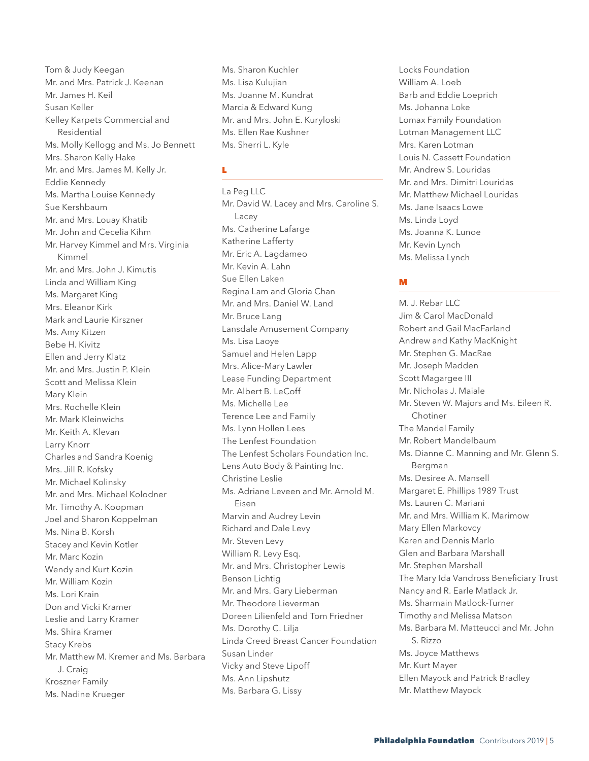Tom & Judy Keegan
Mr. and Mrs. Patrick J. Keenan
Mr. James H. Keil
Susan Keller
Kelley Karpets Commercial and Residential
Ms. Molly Kellogg and Ms. Jo Bennett
Mrs. Sharon Kelly Hake
Mr. and Mrs. James M. Kelly Jr.
Eddie Kennedy
Ms. Martha Louise Kennedy
Sue Kershbaum
Mr. and Mrs. Louay Khatib
Mr. John and Cecelia Kihm
Mr. Harvey Kimmel and Mrs. Virginia Kimmel
Mr. and Mrs. John J. Kimutis
Linda and William King
Ms. Margaret King
Mrs. Eleanor Kirk
Mark and Laurie Kirszner
Ms. Amy Kitzen
Bebe H. Kivitz
Ellen and Jerry Klatz
Mr. and Mrs. Justin P. Klein
Scott and Melissa Klein
Mary Klein
Mrs. Rochelle Klein
Mr. Mark Kleinwichs
Mr. Keith A. Klevan
Larry Knorr
Charles and Sandra Koenig
Mrs. Jill R. Kofsky
Mr. Michael Kolinsky
Mr. and Mrs. Michael Kolodner
Mr. Timothy A. Koopman
Joel and Sharon Koppelman
Ms. Nina B. Korsh
Stacey and Kevin Kotler
Mr. Marc Kozin
Wendy and Kurt Kozin
Mr. William Kozin
Ms. Lori Krain
Don and Vicki Kramer
Leslie and Larry Kramer
Ms. Shira Kramer
Stacy Krebs
Mr. Matthew M. Kremer and Ms. Barbara J. Craig
Kroszner Family
Ms. Nadine Krueger
Ms. Sharon Kuchler
Ms. Lisa Kulujian
Ms. Joanne M. Kundrat
Marcia & Edward Kung
Mr. and Mrs. John E. Kuryloski
Ms. Ellen Rae Kushner
Ms. Sherri L. Kyle

## L

La Peg LLC
Mr. David W. Lacey and Mrs. Caroline S. Lacey
Ms. Catherine Lafarge
Katherine Lafferty
Mr. Eric A. Lagdameo
Mr. Kevin A. Lahn
Sue Ellen Laken
Regina Lam and Gloria Chan
Mr. and Mrs. Daniel W. Land
Mr. Bruce Lang
Lansdale Amusement Company
Ms. Lisa Laoye
Samuel and Helen Lapp
Mrs. Alice-Mary Lawler
Lease Funding Department
Mr. Albert B. LeCoff
Ms. Michelle Lee
Terence Lee and Family
Ms. Lynn Hollen Lees
The Lenfest Foundation
The Lenfest Scholars Foundation Inc.
Lens Auto Body & Painting Inc.
Christine Leslie
Ms. Adriane Leveen and Mr. Arnold M. Eisen
Marvin and Audrey Levin
Richard and Dale Levy
Mr. Steven Levy
William R. Levy Esq.
Mr. and Mrs. Christopher Lewis
Benson Lichtig
Mr. and Mrs. Gary Lieberman
Mr. Theodore Lieverman
Doreen Lilienfeld and Tom Friedner
Ms. Dorothy C. Lilja
Linda Creed Breast Cancer Foundation
Susan Linder
Vicky and Steve Lipoff
Ms. Ann Lipshutz
Ms. Barbara G. Lissy
Locks Foundation
William A. Loeb
Barb and Eddie Loeprich
Ms. Johanna Loke
Lomax Family Foundation
Lotman Management LLC
Mrs. Karen Lotman
Louis N. Cassett Foundation
Mr. Andrew S. Louridas
Mr. and Mrs. Dimitri Louridas
Mr. Matthew Michael Louridas
Ms. Jane Isaacs Lowe
Ms. Linda Loyd
Ms. Joanna K. Lunoe
Mr. Kevin Lynch
Ms. Melissa Lynch

## M

M. J. Rebar LLC
Jim & Carol MacDonald
Robert and Gail MacFarland
Andrew and Kathy MacKnight
Mr. Stephen G. MacRae
Mr. Joseph Madden
Scott Magargee III
Mr. Nicholas J. Maiale
Mr. Steven W. Majors and Ms. Eileen R. Chotiner
The Mandel Family
Mr. Robert Mandelbaum
Ms. Dianne C. Manning and Mr. Glenn S. Bergman
Ms. Desiree A. Mansell
Margaret E. Phillips 1989 Trust
Ms. Lauren C. Mariani
Mr. and Mrs. William K. Marimow
Mary Ellen Markovcy
Karen and Dennis Marlo
Glen and Barbara Marshall
Mr. Stephen Marshall
The Mary Ida Vandross Beneficiary Trust
Nancy and R. Earle Matlack Jr.
Ms. Sharmain Matlock-Turner
Timothy and Melissa Matson
Ms. Barbara M. Matteucci and Mr. John S. Rizzo
Ms. Joyce Matthews
Mr. Kurt Mayer
Ellen Mayock and Patrick Bradley
Mr. Matthew Mayock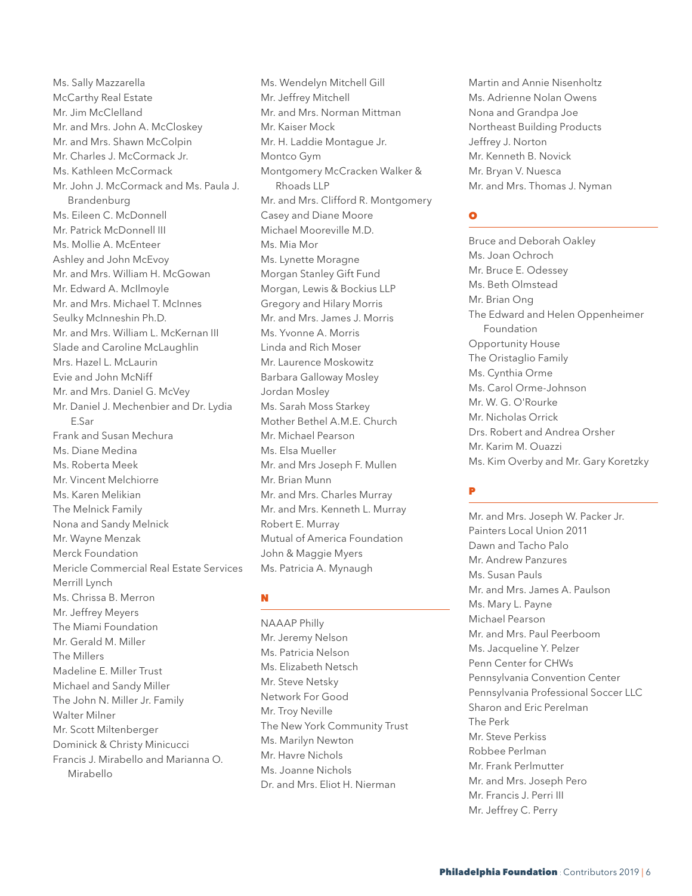Ms. Sally Mazzarella
McCarthy Real Estate
Mr. Jim McClelland
Mr. and Mrs. John A. McCloskey
Mr. and Mrs. Shawn McColpin
Mr. Charles J. McCormack Jr.
Ms. Kathleen McCormack
Mr. John J. McCormack and Ms. Paula J. Brandenburg
Ms. Eileen C. McDonnell
Mr. Patrick McDonnell III
Ms. Mollie A. McEnteer
Ashley and John McEvoy
Mr. and Mrs. William H. McGowan
Mr. Edward A. McIlmoyle
Mr. and Mrs. Michael T. McInnes
Seulky McInneshin Ph.D.
Mr. and Mrs. William L. McKernan III
Slade and Caroline McLaughlin
Mrs. Hazel L. McLaurin
Evie and John McNiff
Mr. and Mrs. Daniel G. McVey
Mr. Daniel J. Mechenbier and Dr. Lydia E.Sar
Frank and Susan Mechura
Ms. Diane Medina
Ms. Roberta Meek
Mr. Vincent Melchiorre
Ms. Karen Melikian
The Melnick Family
Nona and Sandy Melnick
Mr. Wayne Menzak
Merck Foundation
Mericle Commercial Real Estate Services
Merrill Lynch
Ms. Chrissa B. Merron
Mr. Jeffrey Meyers
The Miami Foundation
Mr. Gerald M. Miller
The Millers
Madeline E. Miller Trust
Michael and Sandy Miller
The John N. Miller Jr. Family
Walter Milner
Mr. Scott Miltenberger
Dominick & Christy Minicucci
Francis J. Mirabello and Marianna O. Mirabello
Ms. Wendelyn Mitchell Gill
Mr. Jeffrey Mitchell
Mr. and Mrs. Norman Mittman
Mr. Kaiser Mock
Mr. H. Laddie Montague Jr.
Montco Gym
Montgomery McCracken Walker & Rhoads LLP
Mr. and Mrs. Clifford R. Montgomery
Casey and Diane Moore
Michael Mooreville M.D.
Ms. Mia Mor
Ms. Lynette Moragne
Morgan Stanley Gift Fund
Morgan, Lewis & Bockius LLP
Gregory and Hilary Morris
Mr. and Mrs. James J. Morris
Ms. Yvonne A. Morris
Linda and Rich Moser
Mr. Laurence Moskowitz
Barbara Galloway Mosley
Jordan Mosley
Ms. Sarah Moss Starkey
Mother Bethel A.M.E. Church
Mr. Michael Pearson
Ms. Elsa Mueller
Mr. and Mrs Joseph F. Mullen
Mr. Brian Munn
Mr. and Mrs. Charles Murray
Mr. and Mrs. Kenneth L. Murray
Robert E. Murray
Mutual of America Foundation
John & Maggie Myers
Ms. Patricia A. Mynaugh

## N

NAAAP Philly
Mr. Jeremy Nelson
Ms. Patricia Nelson
Ms. Elizabeth Netsch
Mr. Steve Netsky
Network For Good
Mr. Troy Neville
The New York Community Trust
Ms. Marilyn Newton
Mr. Havre Nichols
Ms. Joanne Nichols
Dr. and Mrs. Eliot H. Nierman
Martin and Annie Nisenholtz
Ms. Adrienne Nolan Owens
Nona and Grandpa Joe
Northeast Building Products
Jeffrey J. Norton
Mr. Kenneth B. Novick
Mr. Bryan V. Nuesca
Mr. and Mrs. Thomas J. Nyman

## O

Bruce and Deborah Oakley
Ms. Joan Ochroch
Mr. Bruce E. Odessey
Ms. Beth Olmstead
Mr. Brian Ong
The Edward and Helen Oppenheimer Foundation
Opportunity House
The Oristaglio Family
Ms. Cynthia Orme
Ms. Carol Orme-Johnson
Mr. W. G. O'Rourke
Mr. Nicholas Orrick
Drs. Robert and Andrea Orsher
Mr. Karim M. Ouazzi
Ms. Kim Overby and Mr. Gary Koretzky

## P

Mr. and Mrs. Joseph W. Packer Jr.
Painters Local Union 2011
Dawn and Tacho Palo
Mr. Andrew Panzures
Ms. Susan Pauls
Mr. and Mrs. James A. Paulson
Ms. Mary L. Payne
Michael Pearson
Mr. and Mrs. Paul Peerboom
Ms. Jacqueline Y. Pelzer
Penn Center for CHWs
Pennsylvania Convention Center
Pennsylvania Professional Soccer LLC
Sharon and Eric Perelman
The Perk
Mr. Steve Perkiss
Robbee Perlman
Mr. Frank Perlmutter
Mr. and Mrs. Joseph Pero
Mr. Francis J. Perri III
Mr. Jeffrey C. Perry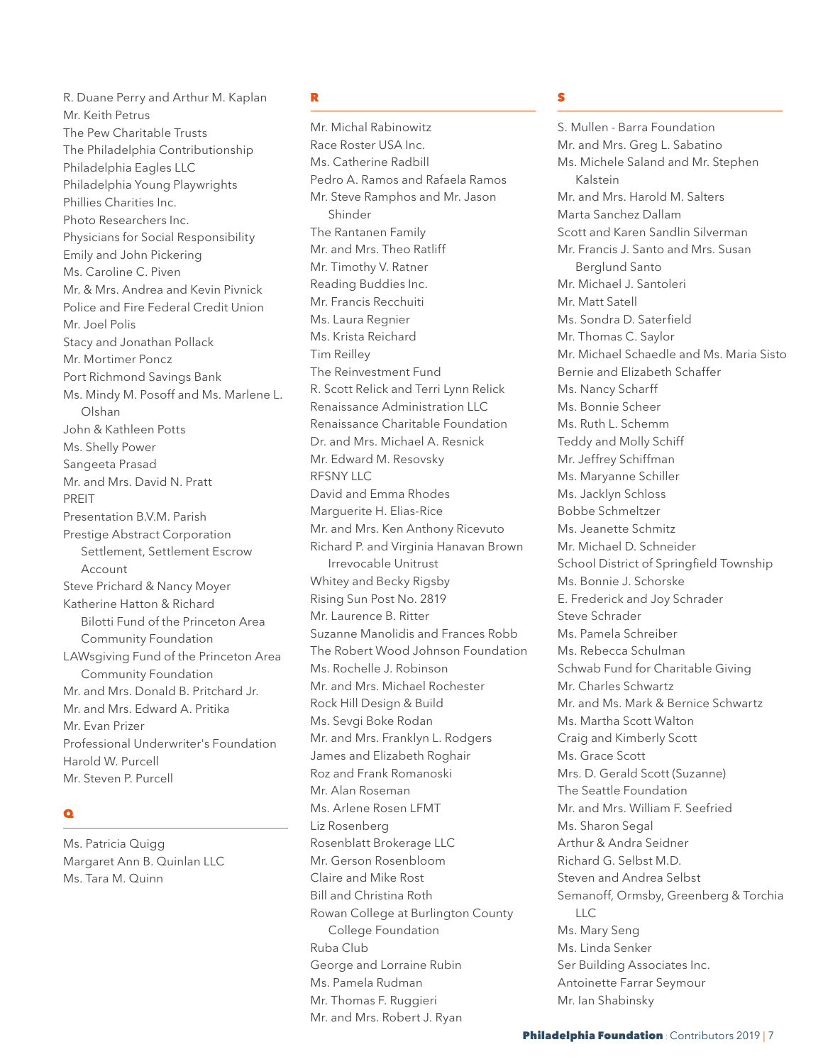R. Duane Perry and Arthur M. Kaplan
Mr. Keith Petrus
The Pew Charitable Trusts
The Philadelphia Contributionship
Philadelphia Eagles LLC
Philadelphia Young Playwrights
Phillies Charities Inc.
Photo Researchers Inc.
Physicians for Social Responsibility
Emily and John Pickering
Ms. Caroline C. Piven
Mr. & Mrs. Andrea and Kevin Pivnick
Police and Fire Federal Credit Union
Mr. Joel Polis
Stacy and Jonathan Pollack
Mr. Mortimer Poncz
Port Richmond Savings Bank
Ms. Mindy M. Posoff and Ms. Marlene L. Olshan
John & Kathleen Potts
Ms. Shelly Power
Sangeeta Prasad
Mr. and Mrs. David N. Pratt
PREIT
Presentation B.V.M. Parish
Prestige Abstract Corporation Settlement, Settlement Escrow Account
Steve Prichard & Nancy Moyer
Katherine Hatton & Richard Bilotti Fund of the Princeton Area Community Foundation
LAWsgiving Fund of the Princeton Area Community Foundation
Mr. and Mrs. Donald B. Pritchard Jr.
Mr. and Mrs. Edward A. Pritika
Mr. Evan Prizer
Professional Underwriter's Foundation
Harold W. Purcell
Mr. Steven P. Purcell

## Q

Ms. Patricia Quigg
Margaret Ann B. Quinlan LLC
Ms. Tara M. Quinn

## R

Mr. Michal Rabinowitz
Race Roster USA Inc.
Ms. Catherine Radbill
Pedro A. Ramos and Rafaela Ramos
Mr. Steve Ramphos and Mr. Jason Shinder
The Rantanen Family
Mr. and Mrs. Theo Ratliff
Mr. Timothy V. Ratner
Reading Buddies Inc.
Mr. Francis Recchuiti
Ms. Laura Regnier
Ms. Krista Reichard
Tim Reilley
The Reinvestment Fund
R. Scott Relick and Terri Lynn Relick
Renaissance Administration LLC
Renaissance Charitable Foundation
Dr. and Mrs. Michael A. Resnick
Mr. Edward M. Resovsky
RFSNY LLC
David and Emma Rhodes
Marguerite H. Elias-Rice
Mr. and Mrs. Ken Anthony Ricevuto
Richard P. and Virginia Hanavan Brown Irrevocable Unitrust
Whitey and Becky Rigsby
Rising Sun Post No. 2819
Mr. Laurence B. Ritter
Suzanne Manolidis and Frances Robb
The Robert Wood Johnson Foundation
Ms. Rochelle J. Robinson
Mr. and Mrs. Michael Rochester
Rock Hill Design & Build
Ms. Sevgi Boke Rodan
Mr. and Mrs. Franklyn L. Rodgers
James and Elizabeth Roghair
Roz and Frank Romanoski
Mr. Alan Roseman
Ms. Arlene Rosen LFMT
Liz Rosenberg
Rosenblatt Brokerage LLC
Mr. Gerson Rosenbloom
Claire and Mike Rost
Bill and Christina Roth
Rowan College at Burlington County College Foundation
Ruba Club
George and Lorraine Rubin
Ms. Pamela Rudman
Mr. Thomas F. Ruggieri
Mr. and Mrs. Robert J. Ryan

## S

S. Mullen - Barra Foundation
Mr. and Mrs. Greg L. Sabatino
Ms. Michele Saland and Mr. Stephen Kalstein
Mr. and Mrs. Harold M. Salters
Marta Sanchez Dallam
Scott and Karen Sandlin Silverman
Mr. Francis J. Santo and Mrs. Susan Berglund Santo
Mr. Michael J. Santoleri
Mr. Matt Satell
Ms. Sondra D. Saterfield
Mr. Thomas C. Saylor
Mr. Michael Schaedle and Ms. Maria Sisto
Bernie and Elizabeth Schaffer
Ms. Nancy Scharff
Ms. Bonnie Scheer
Ms. Ruth L. Schemm
Teddy and Molly Schiff
Mr. Jeffrey Schiffman
Ms. Maryanne Schiller
Ms. Jacklyn Schloss
Bobbe Schmeltzer
Ms. Jeanette Schmitz
Mr. Michael D. Schneider
School District of Springfield Township
Ms. Bonnie J. Schorske
E. Frederick and Joy Schrader
Steve Schrader
Ms. Pamela Schreiber
Ms. Rebecca Schulman
Schwab Fund for Charitable Giving
Mr. Charles Schwartz
Mr. and Ms. Mark & Bernice Schwartz
Ms. Martha Scott Walton
Craig and Kimberly Scott
Ms. Grace Scott
Mrs. D. Gerald Scott (Suzanne)
The Seattle Foundation
Mr. and Mrs. William F. Seefried
Ms. Sharon Segal
Arthur & Andra Seidner
Richard G. Selbst M.D.
Steven and Andrea Selbst
Semanoff, Ormsby, Greenberg & Torchia LLC
Ms. Mary Seng
Ms. Linda Senker
Ser Building Associates Inc.
Antoinette Farrar Seymour
Mr. Ian Shabinsky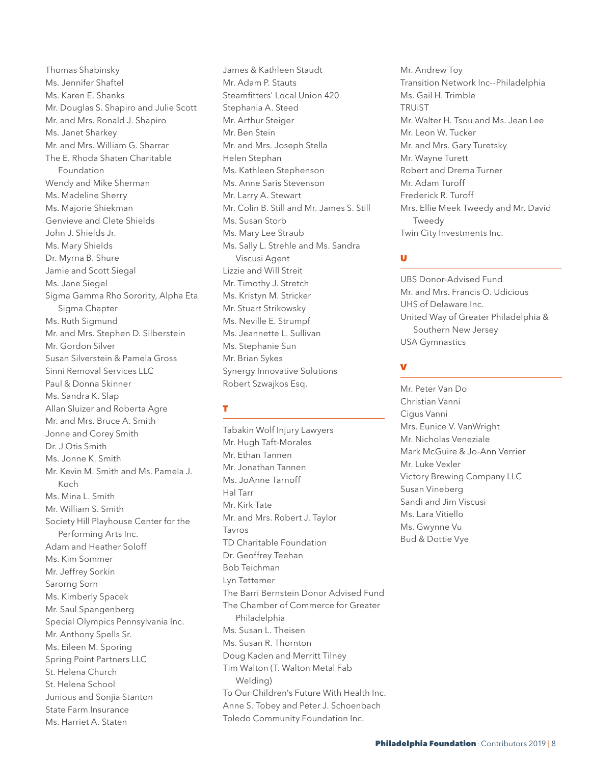Thomas Shabinsky
Ms. Jennifer Shaftel
Ms. Karen E. Shanks
Mr. Douglas S. Shapiro and Julie Scott
Mr. and Mrs. Ronald J. Shapiro
Ms. Janet Sharkey
Mr. and Mrs. William G. Sharrar
The E. Rhoda Shaten Charitable Foundation
Wendy and Mike Sherman
Ms. Madeline Sherry
Ms. Majorie Shiekman
Genvieve and Clete Shields
John J. Shields Jr.
Ms. Mary Shields
Dr. Myrna B. Shure
Jamie and Scott Siegal
Ms. Jane Siegel
Sigma Gamma Rho Sorority, Alpha Eta Sigma Chapter
Ms. Ruth Sigmund
Mr. and Mrs. Stephen D. Silberstein
Mr. Gordon Silver
Susan Silverstein & Pamela Gross
Sinni Removal Services LLC
Paul & Donna Skinner
Ms. Sandra K. Slap
Allan Sluizer and Roberta Agre
Mr. and Mrs. Bruce A. Smith
Jonne and Corey Smith
Dr. J Otis Smith
Ms. Jonne K. Smith
Mr. Kevin M. Smith and Ms. Pamela J. Koch
Ms. Mina L. Smith
Mr. William S. Smith
Society Hill Playhouse Center for the Performing Arts Inc.
Adam and Heather Soloff
Ms. Kim Sommer
Mr. Jeffrey Sorkin
Sarorng Sorn
Ms. Kimberly Spacek
Mr. Saul Spangenberg
Special Olympics Pennsylvania Inc.
Mr. Anthony Spells Sr.
Ms. Eileen M. Sporing
Spring Point Partners LLC
St. Helena Church
St. Helena School
Junious and Sonjia Stanton
State Farm Insurance
Ms. Harriet A. Staten
James & Kathleen Staudt
Mr. Adam P. Stauts
Steamfitters' Local Union 420
Stephania A. Steed
Mr. Arthur Steiger
Mr. Ben Stein
Mr. and Mrs. Joseph Stella
Helen Stephan
Ms. Kathleen Stephenson
Ms. Anne Saris Stevenson
Mr. Larry A. Stewart
Mr. Colin B. Still and Mr. James S. Still
Ms. Susan Storb
Ms. Mary Lee Straub
Ms. Sally L. Strehle and Ms. Sandra Viscusi Agent
Lizzie and Will Streit
Mr. Timothy J. Stretch
Ms. Kristyn M. Stricker
Mr. Stuart Strikowsky
Ms. Neville E. Strumpf
Ms. Jeannette L. Sullivan
Ms. Stephanie Sun
Mr. Brian Sykes
Synergy Innovative Solutions
Robert Szwajkos Esq.

## T

Tabakin Wolf Injury Lawyers
Mr. Hugh Taft-Morales
Mr. Ethan Tannen
Mr. Jonathan Tannen
Ms. JoAnne Tarnoff
Hal Tarr
Mr. Kirk Tate
Mr. and Mrs. Robert J. Taylor
Tavros
TD Charitable Foundation
Dr. Geoffrey Teehan
Bob Teichman
Lyn Tettemer
The Barri Bernstein Donor Advised Fund
The Chamber of Commerce for Greater Philadelphia
Ms. Susan L. Theisen
Ms. Susan R. Thornton
Doug Kaden and Merritt Tilney
Tim Walton (T. Walton Metal Fab Welding)
To Our Children's Future With Health Inc.
Anne S. Tobey and Peter J. Schoenbach
Toledo Community Foundation Inc.
Mr. Andrew Toy
Transition Network Inc--Philadelphia
Ms. Gail H. Trimble
TRUiST
Mr. Walter H. Tsou and Ms. Jean Lee
Mr. Leon W. Tucker
Mr. and Mrs. Gary Turetsky
Mr. Wayne Turett
Robert and Drema Turner
Mr. Adam Turoff
Frederick R. Turoff
Mrs. Ellie Meek Tweedy and Mr. David Tweedy
Twin City Investments Inc.

## U

UBS Donor-Advised Fund
Mr. and Mrs. Francis O. Udicious
UHS of Delaware Inc.
United Way of Greater Philadelphia & Southern New Jersey
USA Gymnastics

## V

Mr. Peter Van Do
Christian Vanni
Cigus Vanni
Mrs. Eunice V. VanWright
Mr. Nicholas Veneziale
Mark McGuire & Jo-Ann Verrier
Mr. Luke Vexler
Victory Brewing Company LLC
Susan Vineberg
Sandi and Jim Viscusi
Ms. Lara Vitiello
Ms. Gwynne Vu
Bud & Dottie Vye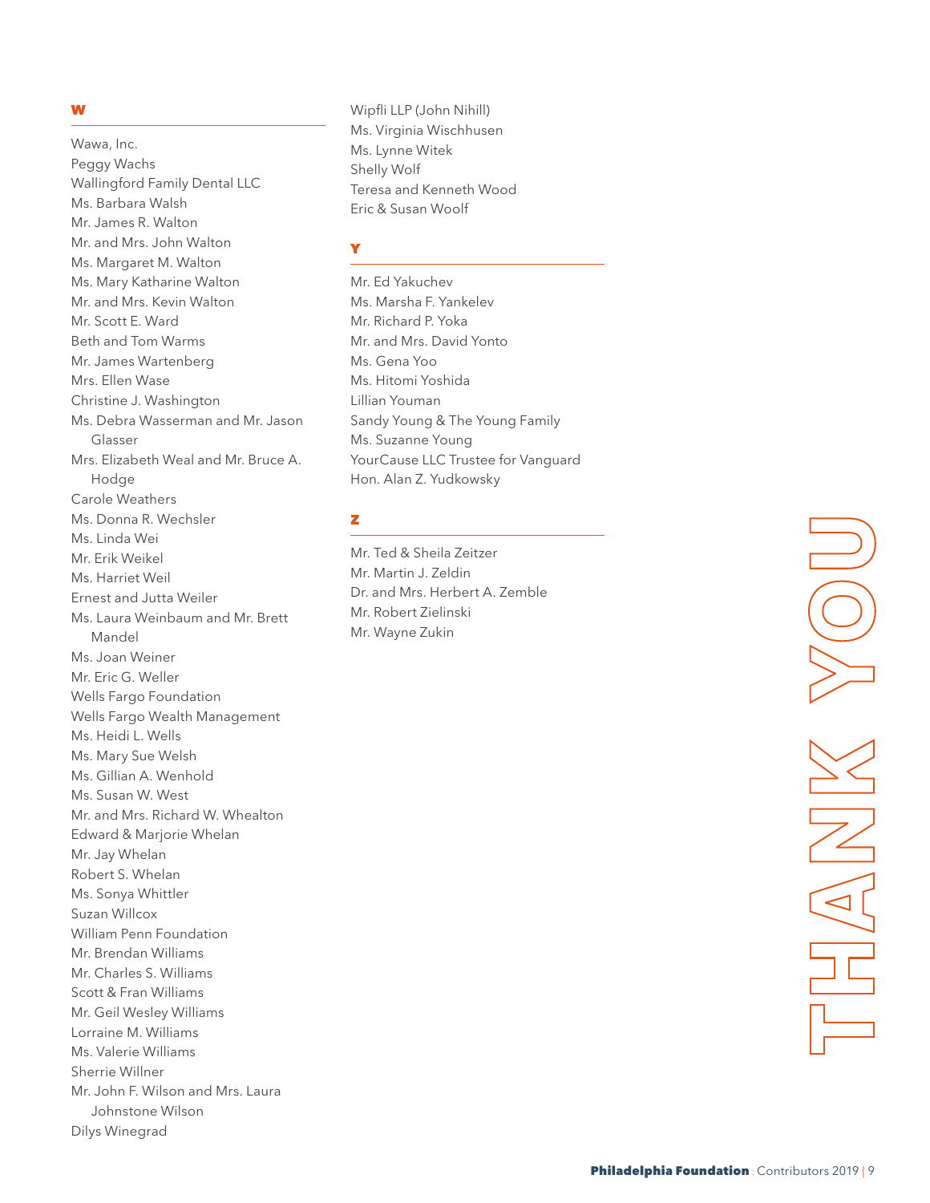## W

Wawa, Inc.
Peggy Wachs
Wallingford Family Dental LLC
Ms. Barbara Walsh
Mr. James R. Walton
Mr. and Mrs. John Walton
Ms. Margaret M. Walton
Ms. Mary Katharine Walton
Mr. and Mrs. Kevin Walton
Mr. Scott E. Ward
Beth and Tom Warms
Mr. James Wartenberg
Mrs. Ellen Wase
Christine J. Washington
Ms. Debra Wasserman and Mr. Jason Glasser
Mrs. Elizabeth Weal and Mr. Bruce A. Hodge
Carole Weathers
Ms. Donna R. Wechsler
Ms. Linda Wei
Mr. Erik Weikel
Ms. Harriet Weil
Ernest and Jutta Weiler
Ms. Laura Weinbaum and Mr. Brett Mandel
Ms. Joan Weiner
Mr. Eric G. Weller
Wells Fargo Foundation
Wells Fargo Wealth Management
Ms. Heidi L. Wells
Ms. Mary Sue Welsh
Ms. Gillian A. Wenhold
Ms. Susan W. West
Mr. and Mrs. Richard W. Whealton
Edward & Marjorie Whelan
Mr. Jay Whelan
Robert S. Whelan
Ms. Sonya Whittler
Suzan Willcox
William Penn Foundation
Mr. Brendan Williams
Mr. Charles S. Williams
Scott & Fran Williams
Mr. Geil Wesley Williams
Lorraine M. Williams
Ms. Valerie Williams
Sherrie Willner
Mr. John F. Wilson and Mrs. Laura Johnstone Wilson
Dilys Winegrad
Wipfli LLP (John Nihill)
Ms. Virginia Wischhusen
Ms. Lynne Witek
Shelly Wolf
Teresa and Kenneth Wood
Eric & Susan Woolf

## Y

Mr. Ed Yakuchev
Ms. Marsha F. Yankelev
Mr. Richard P. Yoka
Mr. and Mrs. David Yonto
Ms. Gena Yoo
Ms. Hitomi Yoshida
Lillian Youman
Sandy Young & The Young Family
Ms. Suzanne Young
YourCause LLC Trustee for Vanguard
Hon. Alan Z. Yudkowsky

## Z

Mr. Ted & Sheila Zeitzer
Mr. Martin J. Zeldin
Dr. and Mrs. Herbert A. Zemble
Mr. Robert Zielinski
Mr. Wayne Zukin

THANK YOU